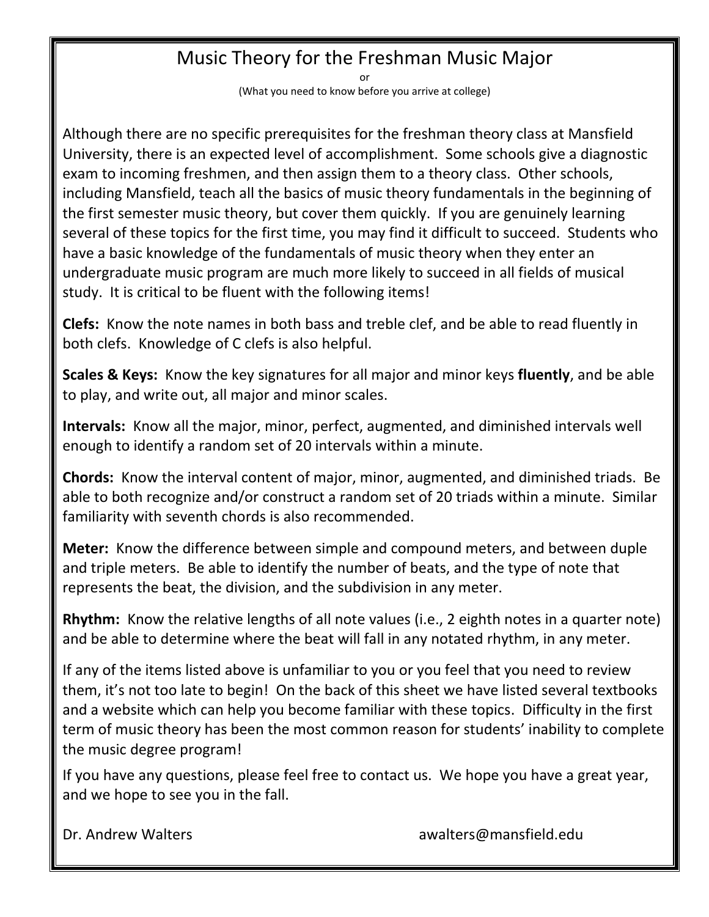# Music Theory for the Freshman Music Major

or

(What you need to know before you arrive at college)

Although there are no specific prerequisites for the freshman theory class at Mansfield University, there is an expected level of accomplishment. Some schools give a diagnostic exam to incoming freshmen, and then assign them to a theory class. Other schools, including Mansfield, teach all the basics of music theory fundamentals in the beginning of the first semester music theory, but cover them quickly. If you are genuinely learning several of these topics for the first time, you may find it difficult to succeed. Students who have a basic knowledge of the fundamentals of music theory when they enter an undergraduate music program are much more likely to succeed in all fields of musical study. It is critical to be fluent with the following items!

**Clefs:** Know the note names in both bass and treble clef, and be able to read fluently in both clefs. Knowledge of C clefs is also helpful.

**Scales & Keys:** Know the key signatures for all major and minor keys **fluently**, and be able to play, and write out, all major and minor scales.

**Intervals:** Know all the major, minor, perfect, augmented, and diminished intervals well enough to identify a random set of 20 intervals within a minute.

**Chords:** Know the interval content of major, minor, augmented, and diminished triads. Be able to both recognize and/or construct a random set of 20 triads within a minute. Similar familiarity with seventh chords is also recommended.

**Meter:** Know the difference between simple and compound meters, and between duple and triple meters. Be able to identify the number of beats, and the type of note that represents the beat, the division, and the subdivision in any meter.

**Rhythm:** Know the relative lengths of all note values (i.e., 2 eighth notes in a quarter note) and be able to determine where the beat will fall in any notated rhythm, in any meter.

If any of the items listed above is unfamiliar to you or you feel that you need to review them, it's not too late to begin! On the back of this sheet we have listed several textbooks and a website which can help you become familiar with these topics. Difficulty in the first term of music theory has been the most common reason for students' inability to complete the music degree program!

If you have any questions, please feel free to contact us. We hope you have a great year, and we hope to see you in the fall.

Dr. Andrew Walters awalters@mansfield.edu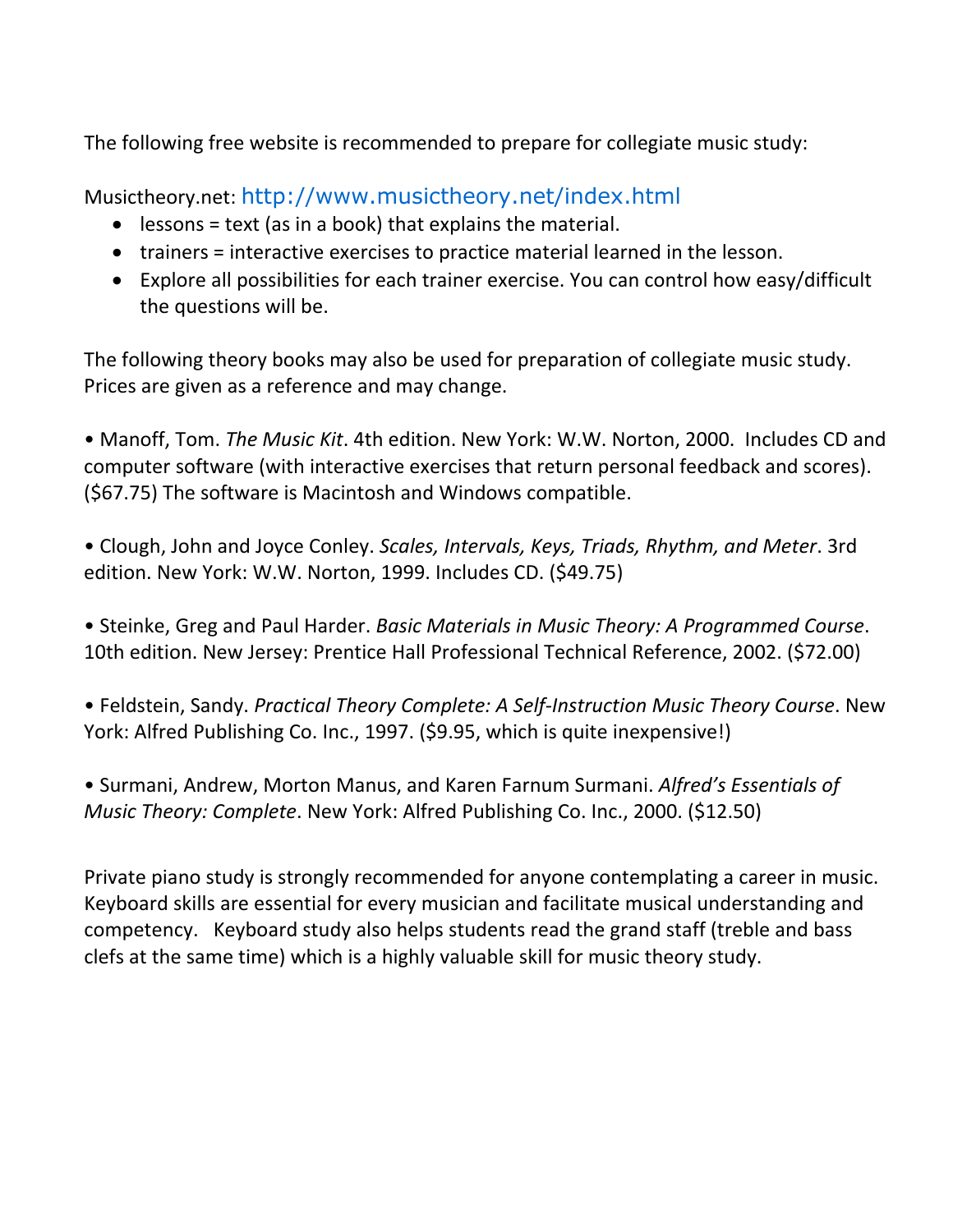The following free website is recommended to prepare for collegiate music study:

Musictheory.net: http://www.musictheory.net/index.html

- lessons = text (as in a book) that explains the material.
- trainers = interactive exercises to practice material learned in the lesson.
- Explore all possibilities for each trainer exercise. You can control how easy/difficult the questions will be.

The following theory books may also be used for preparation of collegiate music study. Prices are given as a reference and may change.

• Manoff, Tom. *The Music Kit*. 4th edition. New York: W.W. Norton, 2000. Includes CD and computer software (with interactive exercises that return personal feedback and scores). ($67.75) The software is Macintosh and Windows compatible.

• Clough, John and Joyce Conley. *Scales, Intervals, Keys, Triads, Rhythm, and Meter*. 3rd edition. New York: W.W. Norton, 1999. Includes CD. ($49.75)

• Steinke, Greg and Paul Harder. *Basic Materials in Music Theory: A Programmed Course*. 10th edition. New Jersey: Prentice Hall Professional Technical Reference, 2002. ($72.00)

• Feldstein, Sandy. *Practical Theory Complete: A Self-Instruction Music Theory Course*. New York: Alfred Publishing Co. Inc., 1997. ($9.95, which is quite inexpensive!)

• Surmani, Andrew, Morton Manus, and Karen Farnum Surmani. *Alfred's Essentials of Music Theory: Complete*. New York: Alfred Publishing Co. Inc., 2000. ($12.50)

Private piano study is strongly recommended for anyone contemplating a career in music. Keyboard skills are essential for every musician and facilitate musical understanding and competency. Keyboard study also helps students read the grand staff (treble and bass clefs at the same time) which is a highly valuable skill for music theory study.